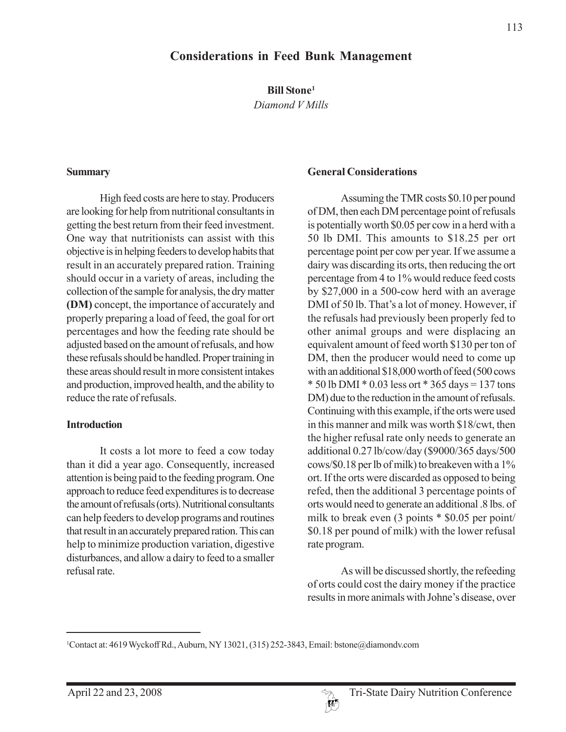# Considerations in Feed Bunk Management

**Bill Stone**[1]

*Diamond V Mills*

## Summary

High feed costs are here to stay. Producers are looking for help from nutritional consultants in getting the best return from their feed investment. One way that nutritionists can assist with this objective is in helping feeders to develop habits that result in an accurately prepared ration. Training should occur in a variety of areas, including the collection of the sample for analysis, the dry matter **(DM)** concept, the importance of accurately and properly preparing a load of feed, the goal for ort percentages and how the feeding rate should be adjusted based on the amount of refusals, and how these refusals should be handled. Proper training in these areas should result in more consistent intakes and production, improved health, and the ability to reduce the rate of refusals.

## Introduction

It costs a lot more to feed a cow today than it did a year ago. Consequently, increased attention is being paid to the feeding program. One approach to reduce feed expenditures is to decrease the amount of refusals (orts). Nutritional consultants can help feeders to develop programs and routines that result in an accurately prepared ration. This can help to minimize production variation, digestive disturbances, and allow a dairy to feed to a smaller refusal rate.

## General Considerations

Assuming the TMR costs $0.10 per pound of DM, then each DM percentage point of refusals is potentially worth $0.05 per cow in a herd with a 50 lb DMI. This amounts to $18.25 per ort percentage point per cow per year. If we assume a dairy was discarding its orts, then reducing the ort percentage from 4 to 1% would reduce feed costs by $27,000 in a 500-cow herd with an average DMI of 50 lb. That's a lot of money. However, if the refusals had previously been properly fed to other animal groups and were displacing an equivalent amount of feed worth $130 per ton of DM, then the producer would need to come up with an additional $18,000 worth of feed (500 cows * 50 lb DMI * 0.03 less ort * 365 days = 137 tons DM) due to the reduction in the amount of refusals. Continuing with this example, if the orts were used in this manner and milk was worth $18/cwt, then the higher refusal rate only needs to generate an additional 0.27 lb/cow/day ($9000/365 days/500 cows/$0.18 per lb of milk) to breakeven with a 1% ort. If the orts were discarded as opposed to being refed, then the additional 3 percentage points of orts would need to generate an additional .8 lbs. of milk to break even (3 points * $0.05 per point/ $0.18 per pound of milk) with the lower refusal rate program.

As will be discussed shortly, the refeeding of orts could cost the dairy money if the practice results in more animals with Johne's disease, over

---

[1]Contact at: 4619 Wyckoff Rd., Auburn, NY 13021, (315) 252-3843, Email: bstone@diamondv.com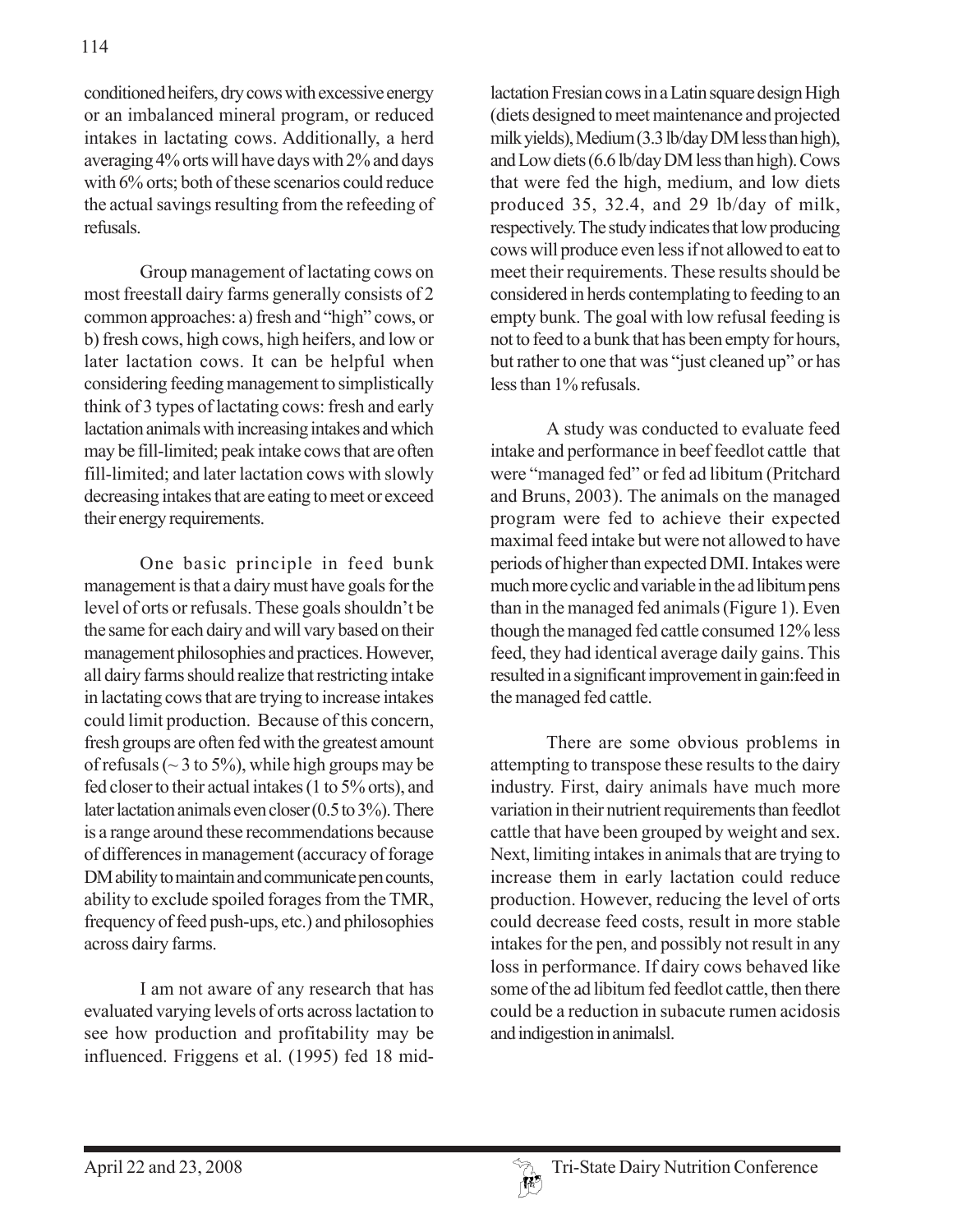conditioned heifers, dry cows with excessive energy or an imbalanced mineral program, or reduced intakes in lactating cows. Additionally, a herd averaging 4% orts will have days with 2% and days with 6% orts; both of these scenarios could reduce the actual savings resulting from the refeeding of refusals.

Group management of lactating cows on most freestall dairy farms generally consists of 2 common approaches: a) fresh and "high" cows, or b) fresh cows, high cows, high heifers, and low or later lactation cows. It can be helpful when considering feeding management to simplistically think of 3 types of lactating cows: fresh and early lactation animals with increasing intakes and which may be fill-limited; peak intake cows that are often fill-limited; and later lactation cows with slowly decreasing intakes that are eating to meet or exceed their energy requirements.

One basic principle in feed bunk management is that a dairy must have goals for the level of orts or refusals. These goals shouldn't be the same for each dairy and will vary based on their management philosophies and practices. However, all dairy farms should realize that restricting intake in lactating cows that are trying to increase intakes could limit production. Because of this concern, fresh groups are often fed with the greatest amount of refusals (~ 3 to 5%), while high groups may be fed closer to their actual intakes (1 to 5% orts), and later lactation animals even closer (0.5 to 3%). There is a range around these recommendations because of differences in management (accuracy of forage DM ability to maintain and communicate pen counts, ability to exclude spoiled forages from the TMR, frequency of feed push-ups, etc.) and philosophies across dairy farms.

I am not aware of any research that has evaluated varying levels of orts across lactation to see how production and profitability may be influenced. Friggens et al. (1995) fed 18 mid-lactation Fresian cows in a Latin square design High (diets designed to meet maintenance and projected milk yields), Medium (3.3 lb/day DM less than high), and Low diets (6.6 lb/day DM less than high). Cows that were fed the high, medium, and low diets produced 35, 32.4, and 29 lb/day of milk, respectively. The study indicates that low producing cows will produce even less if not allowed to eat to meet their requirements. These results should be considered in herds contemplating to feeding to an empty bunk. The goal with low refusal feeding is not to feed to a bunk that has been empty for hours, but rather to one that was "just cleaned up" or has less than 1% refusals.

A study was conducted to evaluate feed intake and performance in beef feedlot cattle that were "managed fed" or fed ad libitum (Pritchard and Bruns, 2003). The animals on the managed program were fed to achieve their expected maximal feed intake but were not allowed to have periods of higher than expected DMI. Intakes were much more cyclic and variable in the ad libitum pens than in the managed fed animals (Figure 1). Even though the managed fed cattle consumed 12% less feed, they had identical average daily gains. This resulted in a significant improvement in gain:feed in the managed fed cattle.

There are some obvious problems in attempting to transpose these results to the dairy industry. First, dairy animals have much more variation in their nutrient requirements than feedlot cattle that have been grouped by weight and sex. Next, limiting intakes in animals that are trying to increase them in early lactation could reduce production. However, reducing the level of orts could decrease feed costs, result in more stable intakes for the pen, and possibly not result in any loss in performance. If dairy cows behaved like some of the ad libitum fed feedlot cattle, then there could be a reduction in subacute rumen acidosis and indigestion in animalsl.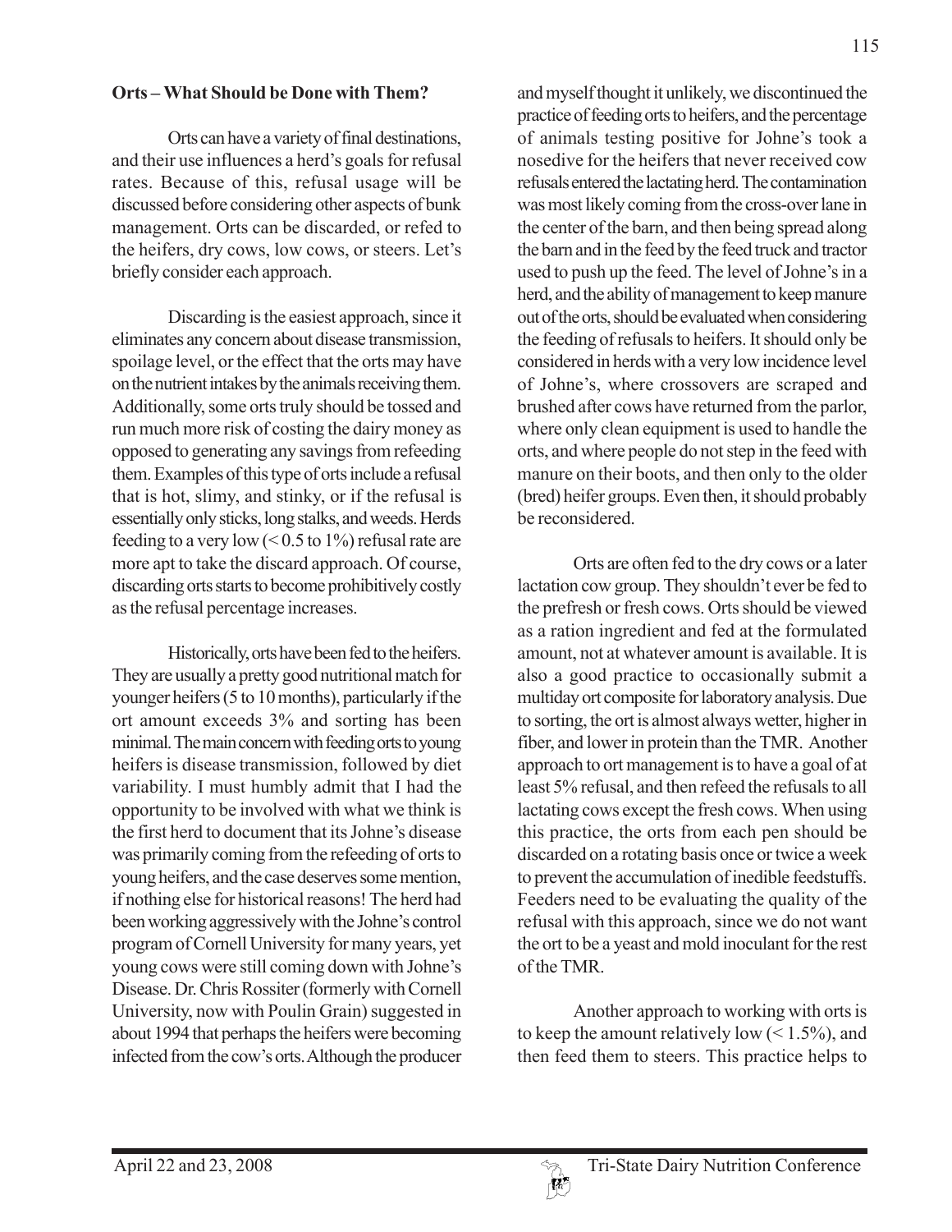**Orts – What Should be Done with Them?**

Orts can have a variety of final destinations, and their use influences a herd's goals for refusal rates. Because of this, refusal usage will be discussed before considering other aspects of bunk management. Orts can be discarded, or refed to the heifers, dry cows, low cows, or steers. Let's briefly consider each approach.

Discarding is the easiest approach, since it eliminates any concern about disease transmission, spoilage level, or the effect that the orts may have on the nutrient intakes by the animals receiving them. Additionally, some orts truly should be tossed and run much more risk of costing the dairy money as opposed to generating any savings from refeeding them. Examples of this type of orts include a refusal that is hot, slimy, and stinky, or if the refusal is essentially only sticks, long stalks, and weeds. Herds feeding to a very low (< 0.5 to 1%) refusal rate are more apt to take the discard approach. Of course, discarding orts starts to become prohibitively costly as the refusal percentage increases.

Historically, orts have been fed to the heifers. They are usually a pretty good nutritional match for younger heifers (5 to 10 months), particularly if the ort amount exceeds 3% and sorting has been minimal. The main concern with feeding orts to young heifers is disease transmission, followed by diet variability. I must humbly admit that I had the opportunity to be involved with what we think is the first herd to document that its Johne's disease was primarily coming from the refeeding of orts to young heifers, and the case deserves some mention, if nothing else for historical reasons! The herd had been working aggressively with the Johne's control program of Cornell University for many years, yet young cows were still coming down with Johne's Disease. Dr. Chris Rossiter (formerly with Cornell University, now with Poulin Grain) suggested in about 1994 that perhaps the heifers were becoming infected from the cow's orts. Although the producer and myself thought it unlikely, we discontinued the practice of feeding orts to heifers, and the percentage of animals testing positive for Johne's took a nosedive for the heifers that never received cow refusals entered the lactating herd. The contamination was most likely coming from the cross-over lane in the center of the barn, and then being spread along the barn and in the feed by the feed truck and tractor used to push up the feed. The level of Johne's in a herd, and the ability of management to keep manure out of the orts, should be evaluated when considering the feeding of refusals to heifers. It should only be considered in herds with a very low incidence level of Johne's, where crossovers are scraped and brushed after cows have returned from the parlor, where only clean equipment is used to handle the orts, and where people do not step in the feed with manure on their boots, and then only to the older (bred) heifer groups. Even then, it should probably be reconsidered.

Orts are often fed to the dry cows or a later lactation cow group. They shouldn't ever be fed to the prefresh or fresh cows. Orts should be viewed as a ration ingredient and fed at the formulated amount, not at whatever amount is available. It is also a good practice to occasionally submit a multiday ort composite for laboratory analysis. Due to sorting, the ort is almost always wetter, higher in fiber, and lower in protein than the TMR. Another approach to ort management is to have a goal of at least 5% refusal, and then refeed the refusals to all lactating cows except the fresh cows. When using this practice, the orts from each pen should be discarded on a rotating basis once or twice a week to prevent the accumulation of inedible feedstuffs. Feeders need to be evaluating the quality of the refusal with this approach, since we do not want the ort to be a yeast and mold inoculant for the rest of the TMR.

Another approach to working with orts is to keep the amount relatively low (< 1.5%), and then feed them to steers. This practice helps to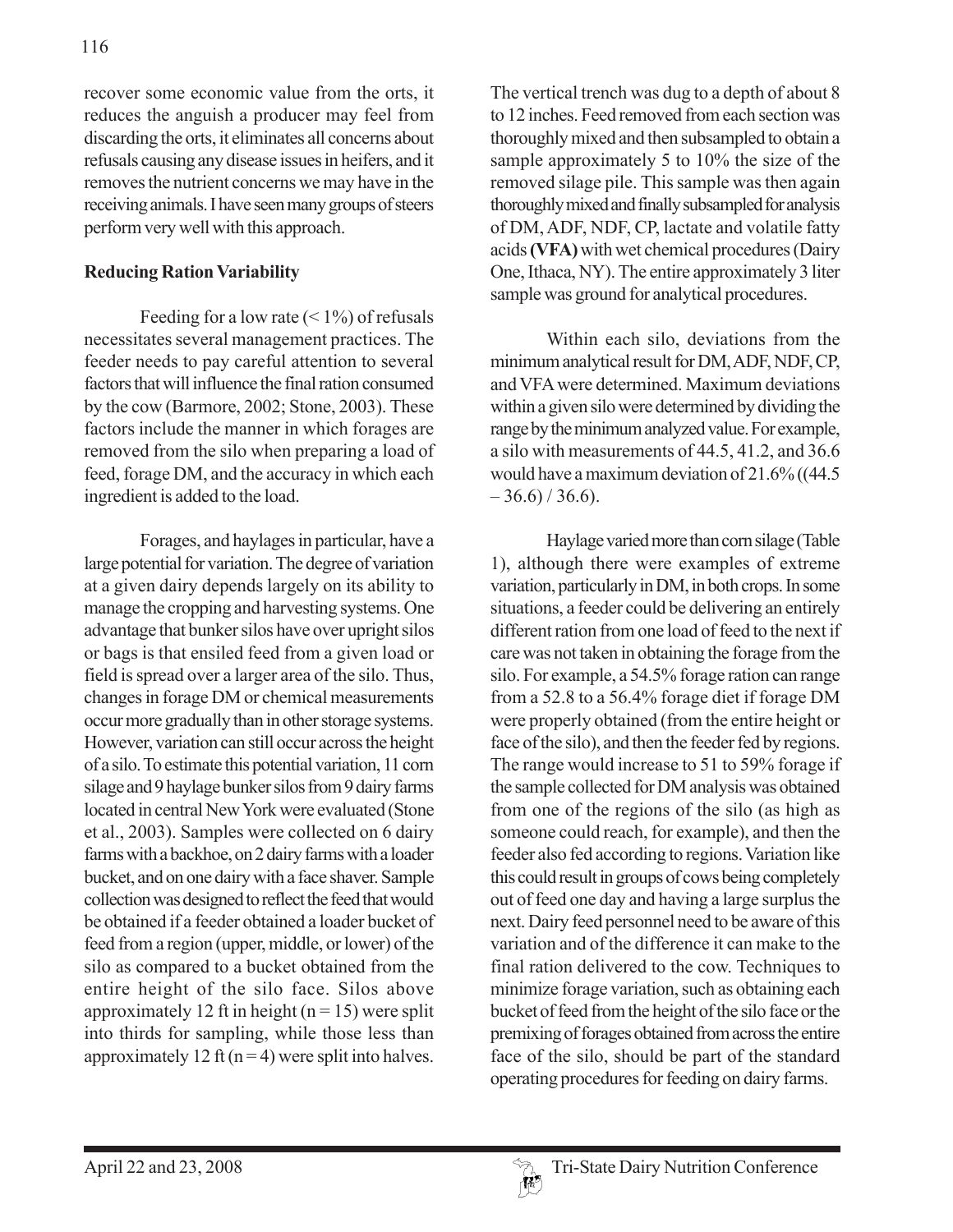recover some economic value from the orts, it reduces the anguish a producer may feel from discarding the orts, it eliminates all concerns about refusals causing any disease issues in heifers, and it removes the nutrient concerns we may have in the receiving animals. I have seen many groups of steers perform very well with this approach.

**Reducing Ration Variability**

Feeding for a low rate (< 1%) of refusals necessitates several management practices. The feeder needs to pay careful attention to several factors that will influence the final ration consumed by the cow (Barmore, 2002; Stone, 2003). These factors include the manner in which forages are removed from the silo when preparing a load of feed, forage DM, and the accuracy in which each ingredient is added to the load.

Forages, and haylages in particular, have a large potential for variation. The degree of variation at a given dairy depends largely on its ability to manage the cropping and harvesting systems. One advantage that bunker silos have over upright silos or bags is that ensiled feed from a given load or field is spread over a larger area of the silo. Thus, changes in forage DM or chemical measurements occur more gradually than in other storage systems. However, variation can still occur across the height of a silo. To estimate this potential variation, 11 corn silage and 9 haylage bunker silos from 9 dairy farms located in central New York were evaluated (Stone et al., 2003). Samples were collected on 6 dairy farms with a backhoe, on 2 dairy farms with a loader bucket, and on one dairy with a face shaver. Sample collection was designed to reflect the feed that would be obtained if a feeder obtained a loader bucket of feed from a region (upper, middle, or lower) of the silo as compared to a bucket obtained from the entire height of the silo face. Silos above approximately 12 ft in height (n = 15) were split into thirds for sampling, while those less than approximately 12 ft (n = 4) were split into halves. The vertical trench was dug to a depth of about 8 to 12 inches. Feed removed from each section was thoroughly mixed and then subsampled to obtain a sample approximately 5 to 10% the size of the removed silage pile. This sample was then again thoroughly mixed and finally subsampled for analysis of DM, ADF, NDF, CP, lactate and volatile fatty acids **(VFA)** with wet chemical procedures (Dairy One, Ithaca, NY). The entire approximately 3 liter sample was ground for analytical procedures.

Within each silo, deviations from the minimum analytical result for DM, ADF, NDF, CP, and VFA were determined. Maximum deviations within a given silo were determined by dividing the range by the minimum analyzed value. For example, a silo with measurements of 44.5, 41.2, and 36.6 would have a maximum deviation of 21.6% ((44.5 – 36.6) / 36.6).

Haylage varied more than corn silage (Table 1), although there were examples of extreme variation, particularly in DM, in both crops. In some situations, a feeder could be delivering an entirely different ration from one load of feed to the next if care was not taken in obtaining the forage from the silo. For example, a 54.5% forage ration can range from a 52.8 to a 56.4% forage diet if forage DM were properly obtained (from the entire height or face of the silo), and then the feeder fed by regions. The range would increase to 51 to 59% forage if the sample collected for DM analysis was obtained from one of the regions of the silo (as high as someone could reach, for example), and then the feeder also fed according to regions. Variation like this could result in groups of cows being completely out of feed one day and having a large surplus the next. Dairy feed personnel need to be aware of this variation and of the difference it can make to the final ration delivered to the cow. Techniques to minimize forage variation, such as obtaining each bucket of feed from the height of the silo face or the premixing of forages obtained from across the entire face of the silo, should be part of the standard operating procedures for feeding on dairy farms.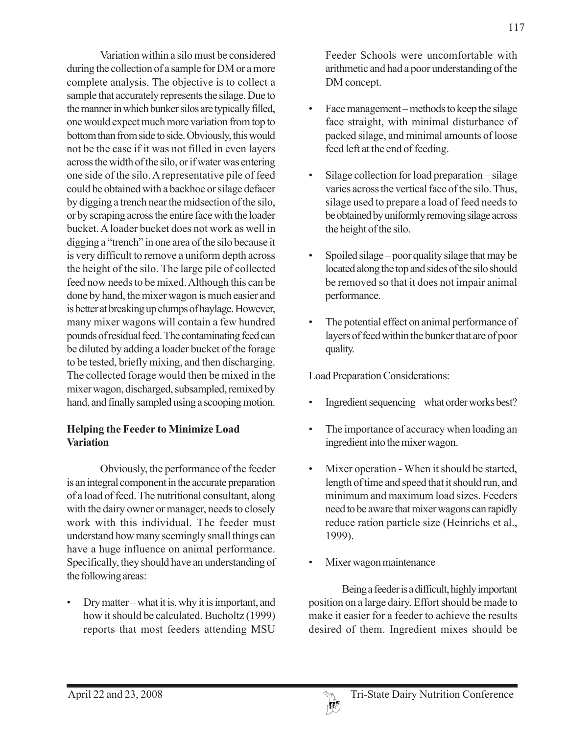Variation within a silo must be considered during the collection of a sample for DM or a more complete analysis. The objective is to collect a sample that accurately represents the silage. Due to the manner in which bunker silos are typically filled, one would expect much more variation from top to bottom than from side to side. Obviously, this would not be the case if it was not filled in even layers across the width of the silo, or if water was entering one side of the silo. A representative pile of feed could be obtained with a backhoe or silage defacer by digging a trench near the midsection of the silo, or by scraping across the entire face with the loader bucket. A loader bucket does not work as well in digging a "trench" in one area of the silo because it is very difficult to remove a uniform depth across the height of the silo. The large pile of collected feed now needs to be mixed. Although this can be done by hand, the mixer wagon is much easier and is better at breaking up clumps of haylage. However, many mixer wagons will contain a few hundred pounds of residual feed. The contaminating feed can be diluted by adding a loader bucket of the forage to be tested, briefly mixing, and then discharging. The collected forage would then be mixed in the mixer wagon, discharged, subsampled, remixed by hand, and finally sampled using a scooping motion.

**Helping the Feeder to Minimize Load Variation**

Obviously, the performance of the feeder is an integral component in the accurate preparation of a load of feed. The nutritional consultant, along with the dairy owner or manager, needs to closely work with this individual. The feeder must understand how many seemingly small things can have a huge influence on animal performance. Specifically, they should have an understanding of the following areas:

- Dry matter – what it is, why it is important, and how it should be calculated. Bucholtz (1999) reports that most feeders attending MSU Feeder Schools were uncomfortable with arithmetic and had a poor understanding of the DM concept.
- Face management – methods to keep the silage face straight, with minimal disturbance of packed silage, and minimal amounts of loose feed left at the end of feeding.
- Silage collection for load preparation – silage varies across the vertical face of the silo. Thus, silage used to prepare a load of feed needs to be obtained by uniformly removing silage across the height of the silo.
- Spoiled silage – poor quality silage that may be located along the top and sides of the silo should be removed so that it does not impair animal performance.
- The potential effect on animal performance of layers of feed within the bunker that are of poor quality.

Load Preparation Considerations:

- Ingredient sequencing – what order works best?
- The importance of accuracy when loading an ingredient into the mixer wagon.
- Mixer operation - When it should be started, length of time and speed that it should run, and minimum and maximum load sizes. Feeders need to be aware that mixer wagons can rapidly reduce ration particle size (Heinrichs et al., 1999).
- Mixer wagon maintenance

Being a feeder is a difficult, highly important position on a large dairy. Effort should be made to make it easier for a feeder to achieve the results desired of them. Ingredient mixes should be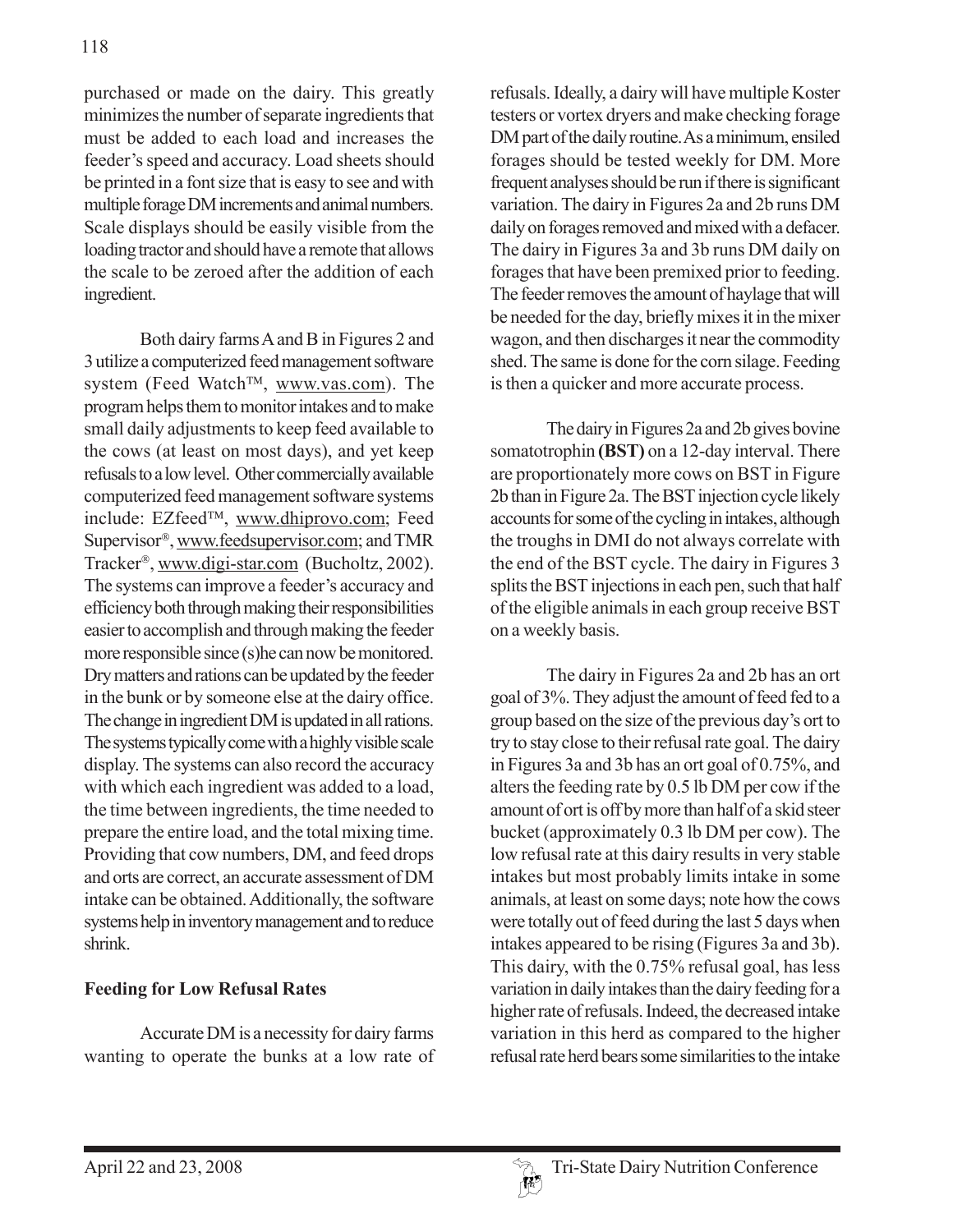purchased or made on the dairy. This greatly minimizes the number of separate ingredients that must be added to each load and increases the feeder's speed and accuracy. Load sheets should be printed in a font size that is easy to see and with multiple forage DM increments and animal numbers. Scale displays should be easily visible from the loading tractor and should have a remote that allows the scale to be zeroed after the addition of each ingredient.

Both dairy farms A and B in Figures 2 and 3 utilize a computerized feed management software system (Feed Watch™, www.vas.com). The program helps them to monitor intakes and to make small daily adjustments to keep feed available to the cows (at least on most days), and yet keep refusals to a low level. Other commercially available computerized feed management software systems include: EZfeed™, www.dhiprovo.com; Feed Supervisor®, www.feedsupervisor.com; and TMR Tracker®, www.digi-star.com (Bucholtz, 2002). The systems can improve a feeder's accuracy and efficiency both through making their responsibilities easier to accomplish and through making the feeder more responsible since (s)he can now be monitored. Dry matters and rations can be updated by the feeder in the bunk or by someone else at the dairy office. The change in ingredient DM is updated in all rations. The systems typically come with a highly visible scale display. The systems can also record the accuracy with which each ingredient was added to a load, the time between ingredients, the time needed to prepare the entire load, and the total mixing time. Providing that cow numbers, DM, and feed drops and orts are correct, an accurate assessment of DM intake can be obtained. Additionally, the software systems help in inventory management and to reduce shrink.

## Feeding for Low Refusal Rates

Accurate DM is a necessity for dairy farms wanting to operate the bunks at a low rate of refusals. Ideally, a dairy will have multiple Koster testers or vortex dryers and make checking forage DM part of the daily routine. As a minimum, ensiled forages should be tested weekly for DM. More frequent analyses should be run if there is significant variation. The dairy in Figures 2a and 2b runs DM daily on forages removed and mixed with a defacer. The dairy in Figures 3a and 3b runs DM daily on forages that have been premixed prior to feeding. The feeder removes the amount of haylage that will be needed for the day, briefly mixes it in the mixer wagon, and then discharges it near the commodity shed. The same is done for the corn silage. Feeding is then a quicker and more accurate process.

The dairy in Figures 2a and 2b gives bovine somatotrophin **(BST)** on a 12-day interval. There are proportionately more cows on BST in Figure 2b than in Figure 2a. The BST injection cycle likely accounts for some of the cycling in intakes, although the troughs in DMI do not always correlate with the end of the BST cycle. The dairy in Figures 3 splits the BST injections in each pen, such that half of the eligible animals in each group receive BST on a weekly basis.

The dairy in Figures 2a and 2b has an ort goal of 3%. They adjust the amount of feed fed to a group based on the size of the previous day's ort to try to stay close to their refusal rate goal. The dairy in Figures 3a and 3b has an ort goal of 0.75%, and alters the feeding rate by 0.5 lb DM per cow if the amount of ort is off by more than half of a skid steer bucket (approximately 0.3 lb DM per cow). The low refusal rate at this dairy results in very stable intakes but most probably limits intake in some animals, at least on some days; note how the cows were totally out of feed during the last 5 days when intakes appeared to be rising (Figures 3a and 3b). This dairy, with the 0.75% refusal goal, has less variation in daily intakes than the dairy feeding for a higher rate of refusals. Indeed, the decreased intake variation in this herd as compared to the higher refusal rate herd bears some similarities to the intake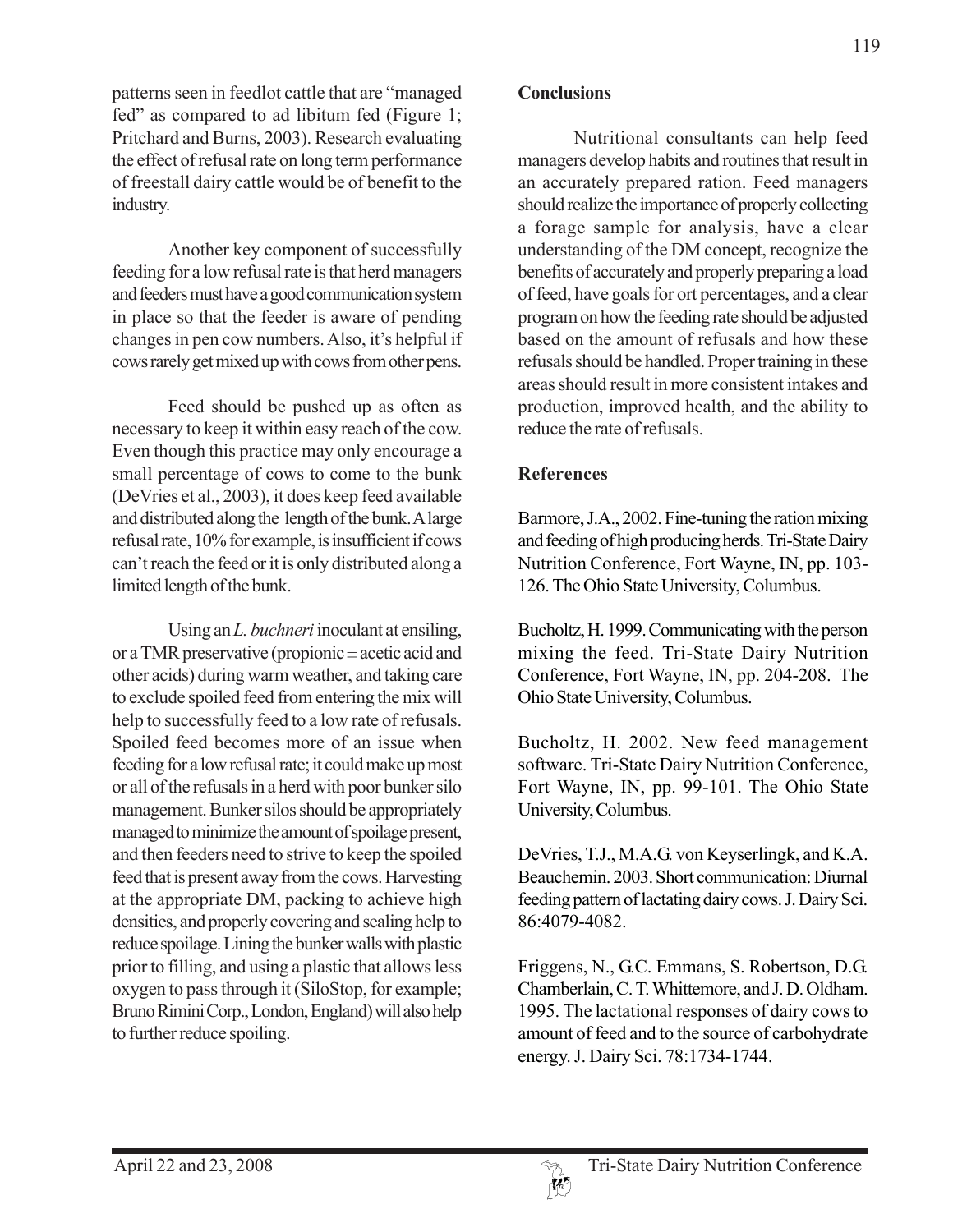patterns seen in feedlot cattle that are "managed fed" as compared to ad libitum fed (Figure 1; Pritchard and Burns, 2003). Research evaluating the effect of refusal rate on long term performance of freestall dairy cattle would be of benefit to the industry.

Another key component of successfully feeding for a low refusal rate is that herd managers and feeders must have a good communication system in place so that the feeder is aware of pending changes in pen cow numbers. Also, it's helpful if cows rarely get mixed up with cows from other pens.

Feed should be pushed up as often as necessary to keep it within easy reach of the cow. Even though this practice may only encourage a small percentage of cows to come to the bunk (DeVries et al., 2003), it does keep feed available and distributed along the length of the bunk. A large refusal rate, 10% for example, is insufficient if cows can't reach the feed or it is only distributed along a limited length of the bunk.

Using an *L. buchneri* inoculant at ensiling, or a TMR preservative (propionic ± acetic acid and other acids) during warm weather, and taking care to exclude spoiled feed from entering the mix will help to successfully feed to a low rate of refusals. Spoiled feed becomes more of an issue when feeding for a low refusal rate; it could make up most or all of the refusals in a herd with poor bunker silo management. Bunker silos should be appropriately managed to minimize the amount of spoilage present, and then feeders need to strive to keep the spoiled feed that is present away from the cows. Harvesting at the appropriate DM, packing to achieve high densities, and properly covering and sealing help to reduce spoilage. Lining the bunker walls with plastic prior to filling, and using a plastic that allows less oxygen to pass through it (SiloStop, for example; Bruno Rimini Corp., London, England) will also help to further reduce spoiling.

## Conclusions

Nutritional consultants can help feed managers develop habits and routines that result in an accurately prepared ration. Feed managers should realize the importance of properly collecting a forage sample for analysis, have a clear understanding of the DM concept, recognize the benefits of accurately and properly preparing a load of feed, have goals for ort percentages, and a clear program on how the feeding rate should be adjusted based on the amount of refusals and how these refusals should be handled. Proper training in these areas should result in more consistent intakes and production, improved health, and the ability to reduce the rate of refusals.

## References

Barmore, J.A., 2002. Fine-tuning the ration mixing and feeding of high producing herds. Tri-State Dairy Nutrition Conference, Fort Wayne, IN, pp. 103-126. The Ohio State University, Columbus.

Bucholtz, H. 1999. Communicating with the person mixing the feed. Tri-State Dairy Nutrition Conference, Fort Wayne, IN, pp. 204-208. The Ohio State University, Columbus.

Bucholtz, H. 2002. New feed management software. Tri-State Dairy Nutrition Conference, Fort Wayne, IN, pp. 99-101. The Ohio State University, Columbus.

DeVries, T.J., M.A.G. von Keyserlingk, and K.A. Beauchemin. 2003. Short communication: Diurnal feeding pattern of lactating dairy cows. J. Dairy Sci. 86:4079-4082.

Friggens, N., G.C. Emmans, S. Robertson, D.G. Chamberlain, C. T. Whittemore, and J. D. Oldham. 1995. The lactational responses of dairy cows to amount of feed and to the source of carbohydrate energy. J. Dairy Sci. 78:1734-1744.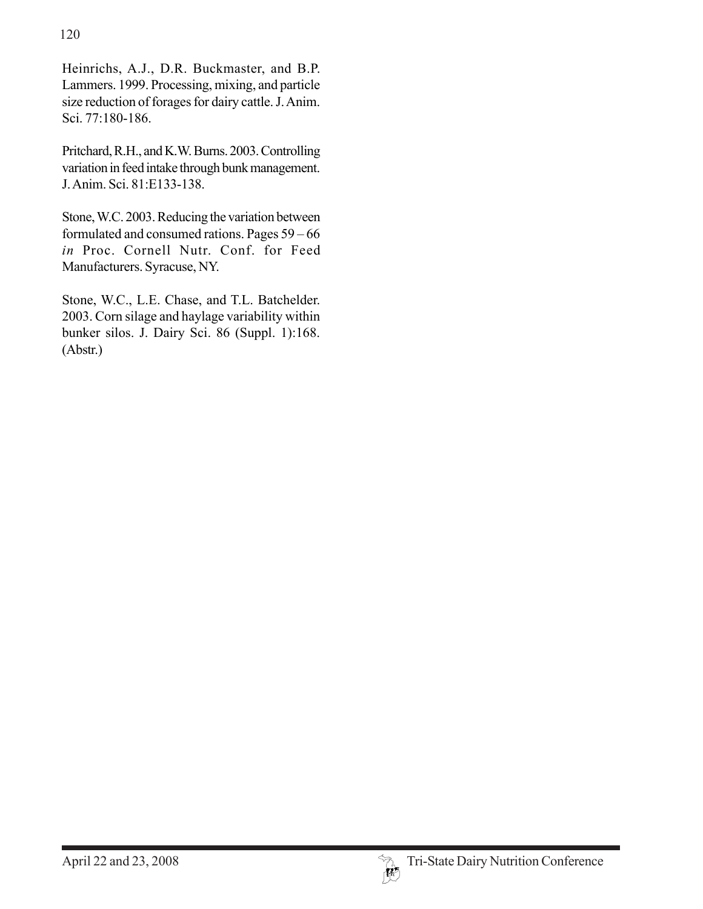Heinrichs, A.J., D.R. Buckmaster, and B.P. Lammers. 1999. Processing, mixing, and particle size reduction of forages for dairy cattle. J. Anim. Sci. 77:180-186.

Pritchard, R.H., and K.W. Burns. 2003. Controlling variation in feed intake through bunk management. J. Anim. Sci. 81:E133-138.

Stone, W.C. 2003. Reducing the variation between formulated and consumed rations. Pages 59 – 66 *in* Proc. Cornell Nutr. Conf. for Feed Manufacturers. Syracuse, NY.

Stone, W.C., L.E. Chase, and T.L. Batchelder. 2003. Corn silage and haylage variability within bunker silos. J. Dairy Sci. 86 (Suppl. 1):168. (Abstr.)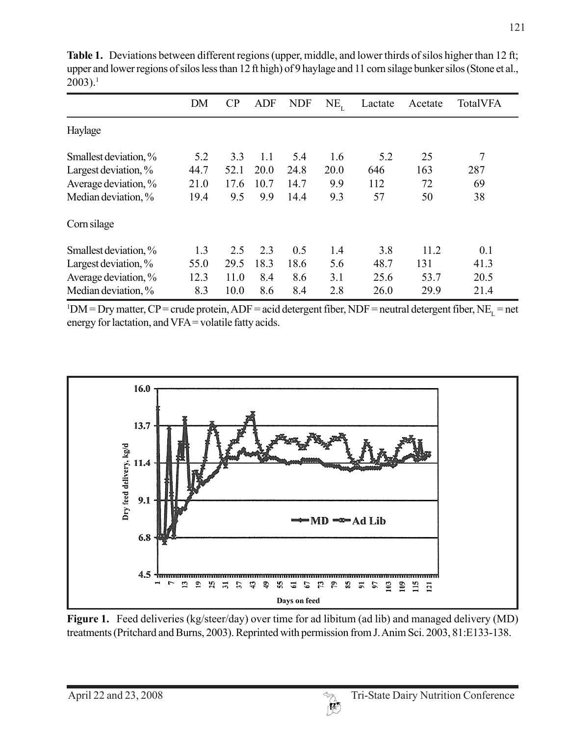**Table 1.** Deviations between different regions (upper, middle, and lower thirds of silos higher than 12 ft; upper and lower regions of silos less than 12 ft high) of 9 haylage and 11 corn silage bunker silos (Stone et al., 2003).[1]

| | DM | CP | ADF | NDF | $NE_L$ | Lactate | Acetate | TotalVFA |
|---|---|---|---|---|---|---|---|---|
| Haylage | | | | | | | | |
| Smallest deviation, % | 5.2 | 3.3 | 1.1 | 5.4 | 1.6 | 5.2 | 25 | 7 |
| Largest deviation, % | 44.7 | 52.1 | 20.0 | 24.8 | 20.0 | 646 | 163 | 287 |
| Average deviation, % | 21.0 | 17.6 | 10.7 | 14.7 | 9.9 | 112 | 72 | 69 |
| Median deviation, % | 19.4 | 9.5 | 9.9 | 14.4 | 9.3 | 57 | 50 | 38 |
| Corn silage | | | | | | | | |
| Smallest deviation, % | 1.3 | 2.5 | 2.3 | 0.5 | 1.4 | 3.8 | 11.2 | 0.1 |
| Largest deviation, % | 55.0 | 29.5 | 18.3 | 18.6 | 5.6 | 48.7 | 131 | 41.3 |
| Average deviation, % | 12.3 | 11.0 | 8.4 | 8.6 | 3.1 | 25.6 | 53.7 | 20.5 |
| Median deviation, % | 8.3 | 10.0 | 8.6 | 8.4 | 2.8 | 26.0 | 29.9 | 21.4 |

[1]DM = Dry matter, CP = crude protein, ADF = acid detergent fiber, NDF = neutral detergent fiber, $NE_L$ = net energy for lactation, and VFA = volatile fatty acids.

**Figure 1.** Feed deliveries (kg/steer/day) over time for ad libitum (ad lib) and managed delivery (MD) treatments (Pritchard and Burns, 2003). Reprinted with permission from J. Anim Sci. 2003, 81:E133-138.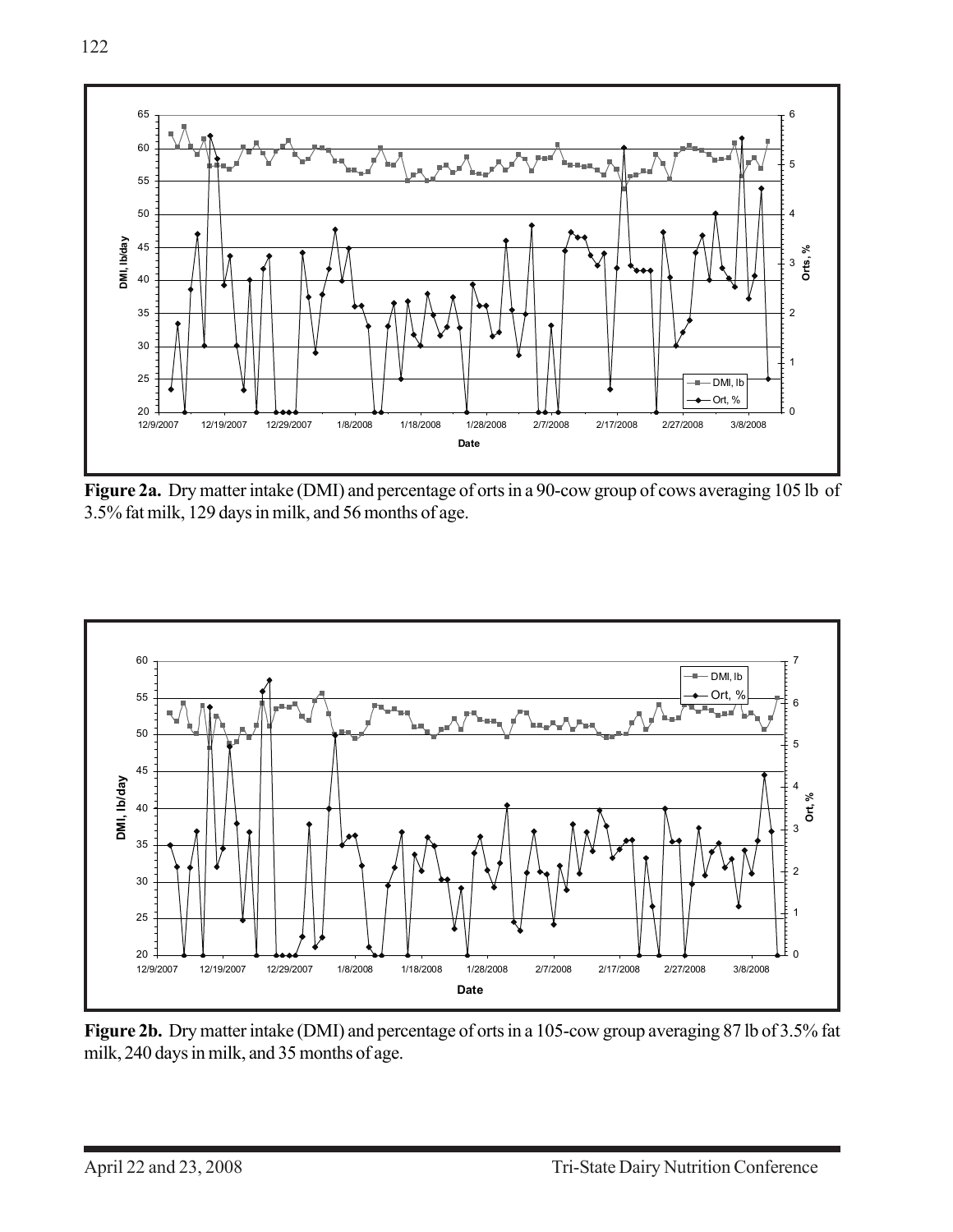**Figure 2a.** Dry matter intake (DMI) and percentage of orts in a 90-cow group of cows averaging 105 lb of 3.5% fat milk, 129 days in milk, and 56 months of age.

**Figure 2b.** Dry matter intake (DMI) and percentage of orts in a 105-cow group averaging 87 lb of 3.5% fat milk, 240 days in milk, and 35 months of age.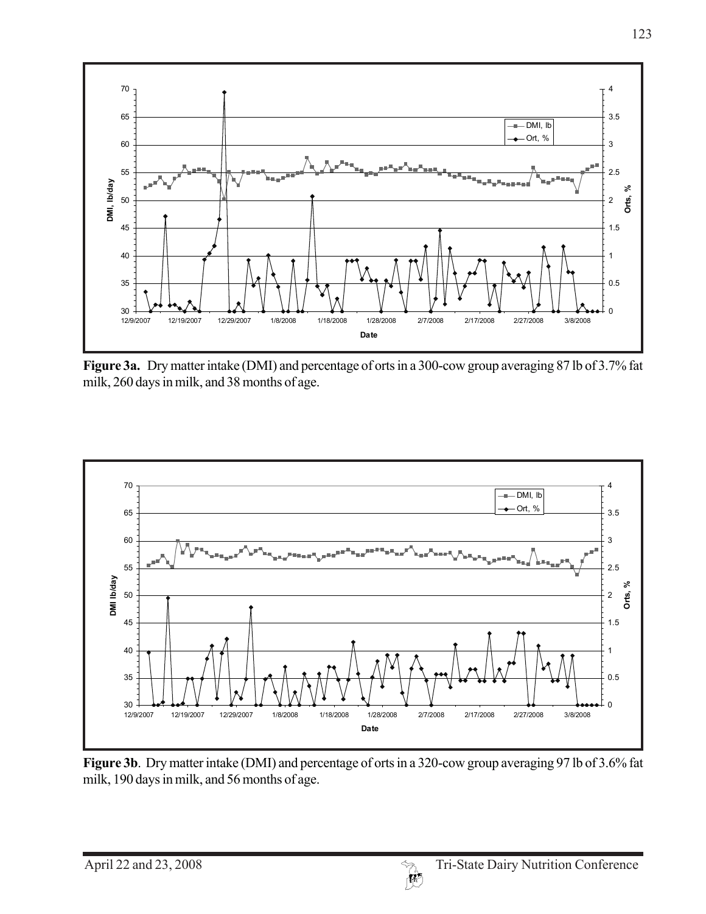DMI, lb/day

Orts, %

DMI, lb

Ort, %

70
65
60
55
50
45
40
35
30

4
3.5
3
2.5
2
1.5
1
0.5
0

12/9/2007 12/19/2007 12/29/2007 1/8/2008 1/18/2008 1/28/2008 2/7/2008 2/17/2008 2/27/2008 3/8/2008

Date

**Figure 3a.** Dry matter intake (DMI) and percentage of orts in a 300-cow group averaging 87 lb of 3.7% fat milk, 260 days in milk, and 38 months of age.

DMI lb/day

Orts, %

DMI, lb

Ort, %

70
65
60
55
50
45
40
35
30

4
3.5
3
2.5
2
1.5
1
0.5
0

12/9/2007 12/19/2007 12/29/2007 1/8/2008 1/18/2008 1/28/2008 2/7/2008 2/17/2008 2/27/2008 3/8/2008

Date

**Figure 3b**. Dry matter intake (DMI) and percentage of orts in a 320-cow group averaging 97 lb of 3.6% fat milk, 190 days in milk, and 56 months of age.